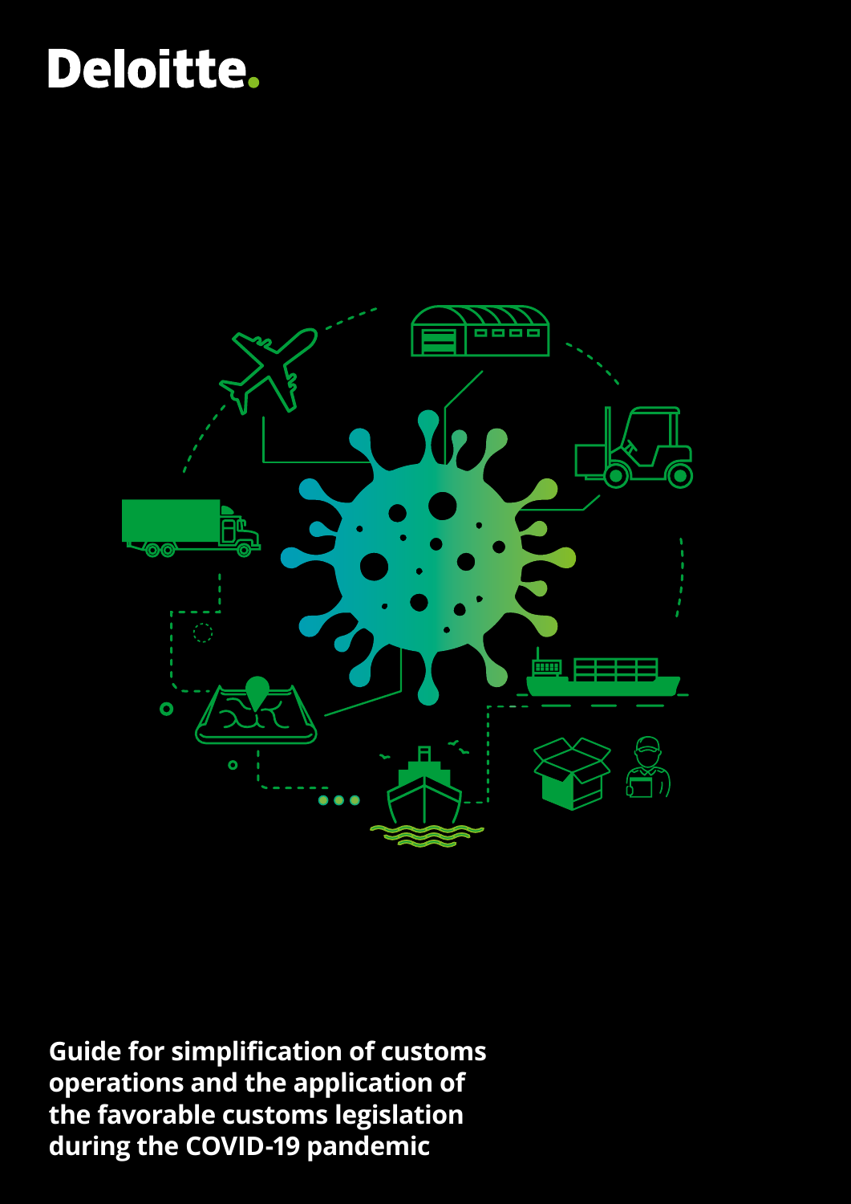Deloitte.

# Guide for simplification of customs operations and the application of the favorable customs legislation during the COVID-19 pandemic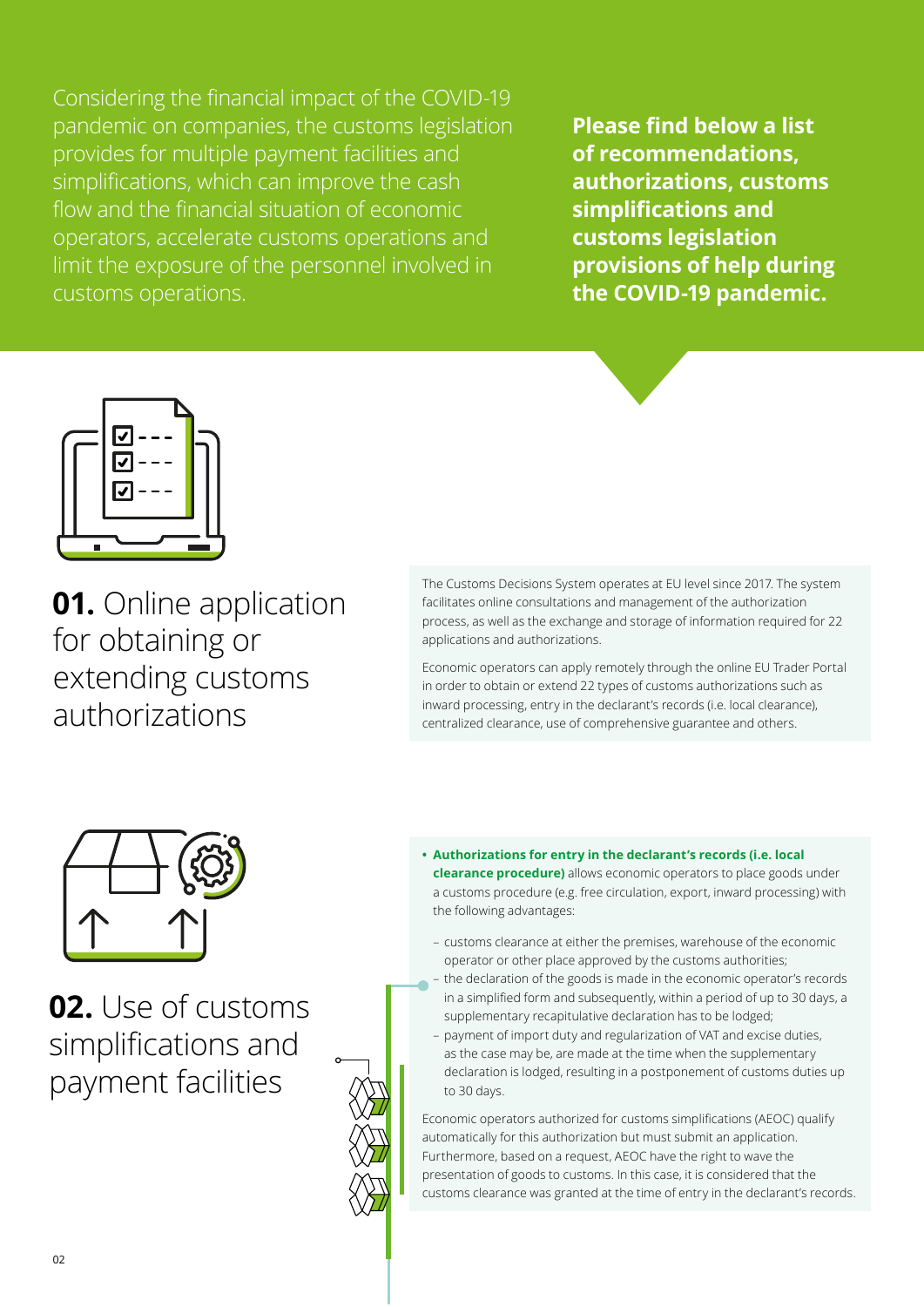Considering the financial impact of the COVID-19 pandemic on companies, the customs legislation provides for multiple payment facilities and simplifications, which can improve the cash flow and the financial situation of economic operators, accelerate customs operations and limit the exposure of the personnel involved in customs operations.

**Please find below a list of recommendations, authorizations, customs simplifications and customs legislation provisions of help during the COVID-19 pandemic.**

## **01.** Online application for obtaining or extending customs authorizations

The Customs Decisions System operates at EU level since 2017. The system facilitates online consultations and management of the authorization process, as well as the exchange and storage of information required for 22 applications and authorizations.

Economic operators can apply remotely through the online EU Trader Portal in order to obtain or extend 22 types of customs authorizations such as inward processing, entry in the declarant's records (i.e. local clearance), centralized clearance, use of comprehensive guarantee and others.

## **02.** Use of customs simplifications and payment facilities

- **Authorizations for entry in the declarant's records (i.e. local clearance procedure)** allows economic operators to place goods under a customs procedure (e.g. free circulation, export, inward processing) with the following advantages:
  - customs clearance at either the premises, warehouse of the economic operator or other place approved by the customs authorities;
  - the declaration of the goods is made in the economic operator's records in a simplified form and subsequently, within a period of up to 30 days, a supplementary recapitulative declaration has to be lodged;
  - payment of import duty and regularization of VAT and excise duties, as the case may be, are made at the time when the supplementary declaration is lodged, resulting in a postponement of customs duties up to 30 days.

Economic operators authorized for customs simplifications (AEOC) qualify automatically for this authorization but must submit an application. Furthermore, based on a request, AEOC have the right to wave the presentation of goods to customs. In this case, it is considered that the customs clearance was granted at the time of entry in the declarant's records.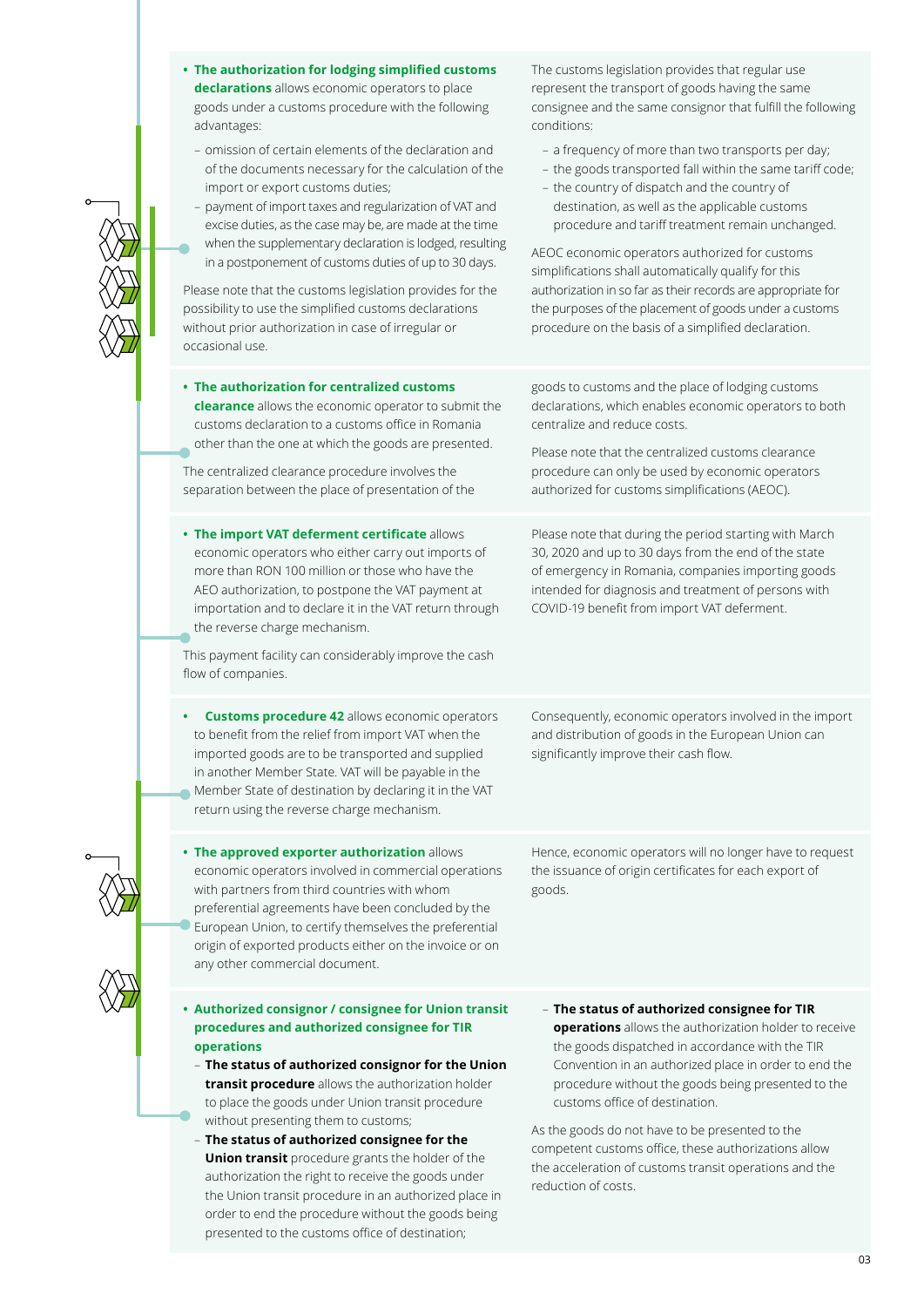- **The authorization for lodging simplified customs declarations** allows economic operators to place goods under a customs procedure with the following advantages:
  - omission of certain elements of the declaration and of the documents necessary for the calculation of the import or export customs duties;
  - payment of import taxes and regularization of VAT and excise duties, as the case may be, are made at the time when the supplementary declaration is lodged, resulting in a postponement of customs duties of up to 30 days.

Please note that the customs legislation provides for the possibility to use the simplified customs declarations without prior authorization in case of irregular or occasional use.

The customs legislation provides that regular use represent the transport of goods having the same consignee and the same consignor that fulfill the following conditions:

- a frequency of more than two transports per day;
- the goods transported fall within the same tariff code;
- the country of dispatch and the country of destination, as well as the applicable customs procedure and tariff treatment remain unchanged.

AEOC economic operators authorized for customs simplifications shall automatically qualify for this authorization in so far as their records are appropriate for the purposes of the placement of goods under a customs procedure on the basis of a simplified declaration.

- **The authorization for centralized customs clearance** allows the economic operator to submit the customs declaration to a customs office in Romania other than the one at which the goods are presented.

The centralized clearance procedure involves the separation between the place of presentation of the goods to customs and the place of lodging customs declarations, which enables economic operators to both centralize and reduce costs.

Please note that the centralized customs clearance procedure can only be used by economic operators authorized for customs simplifications (AEOC).

- **The import VAT deferment certificate** allows economic operators who either carry out imports of more than RON 100 million or those who have the AEO authorization, to postpone the VAT payment at importation and to declare it in the VAT return through the reverse charge mechanism.

This payment facility can considerably improve the cash flow of companies.

Please note that during the period starting with March 30, 2020 and up to 30 days from the end of the state of emergency in Romania, companies importing goods intended for diagnosis and treatment of persons with COVID-19 benefit from import VAT deferment.

- **Customs procedure 42** allows economic operators to benefit from the relief from import VAT when the imported goods are to be transported and supplied in another Member State. VAT will be payable in the Member State of destination by declaring it in the VAT return using the reverse charge mechanism.

Consequently, economic operators involved in the import and distribution of goods in the European Union can significantly improve their cash flow.

- **The approved exporter authorization** allows economic operators involved in commercial operations with partners from third countries with whom preferential agreements have been concluded by the European Union, to certify themselves the preferential origin of exported products either on the invoice or on any other commercial document.

Hence, economic operators will no longer have to request the issuance of origin certificates for each export of goods.

- **Authorized consignor / consignee for Union transit procedures and authorized consignee for TIR operations**
  - **The status of authorized consignor for the Union transit procedure** allows the authorization holder to place the goods under Union transit procedure without presenting them to customs;
  - **The status of authorized consignee for the Union transit** procedure grants the holder of the authorization the right to receive the goods under the Union transit procedure in an authorized place in order to end the procedure without the goods being presented to the customs office of destination;
  - **The status of authorized consignee for TIR operations** allows the authorization holder to receive the goods dispatched in accordance with the TIR Convention in an authorized place in order to end the procedure without the goods being presented to the customs office of destination.

As the goods do not have to be presented to the competent customs office, these authorizations allow the acceleration of customs transit operations and the reduction of costs.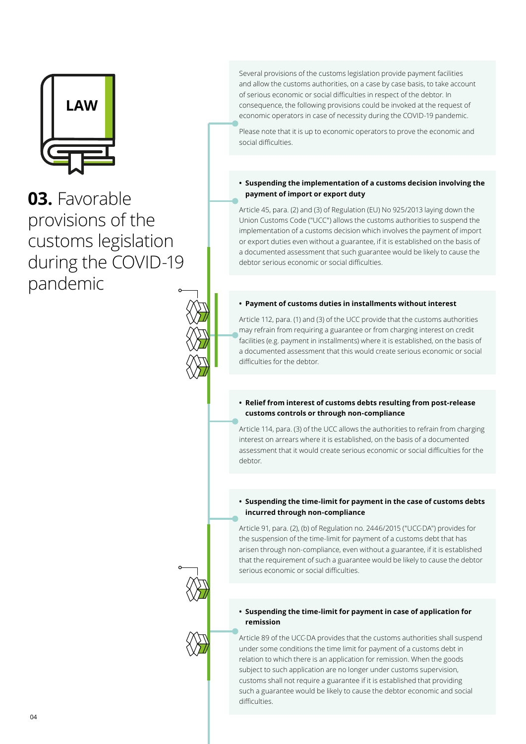## 03. Favorable provisions of the customs legislation during the COVID-19 pandemic

Several provisions of the customs legislation provide payment facilities and allow the customs authorities, on a case by case basis, to take account of serious economic or social difficulties in respect of the debtor. In consequence, the following provisions could be invoked at the request of economic operators in case of necessity during the COVID-19 pandemic.

Please note that it is up to economic operators to prove the economic and social difficulties.

- **Suspending the implementation of a customs decision involving the payment of import or export duty**

Article 45, para. (2) and (3) of Regulation (EU) No 925/2013 laying down the Union Customs Code ("UCC") allows the customs authorities to suspend the implementation of a customs decision which involves the payment of import or export duties even without a guarantee, if it is established on the basis of a documented assessment that such guarantee would be likely to cause the debtor serious economic or social difficulties.

- **Payment of customs duties in installments without interest**

Article 112, para. (1) and (3) of the UCC provide that the customs authorities may refrain from requiring a guarantee or from charging interest on credit facilities (e.g. payment in installments) where it is established, on the basis of a documented assessment that this would create serious economic or social difficulties for the debtor.

- **Relief from interest of customs debts resulting from post-release customs controls or through non-compliance**

Article 114, para. (3) of the UCC allows the authorities to refrain from charging interest on arrears where it is established, on the basis of a documented assessment that it would create serious economic or social difficulties for the debtor.

- **Suspending the time-limit for payment in the case of customs debts incurred through non-compliance**

Article 91, para. (2), (b) of Regulation no. 2446/2015 ("UCC-DA") provides for the suspension of the time-limit for payment of a customs debt that has arisen through non-compliance, even without a guarantee, if it is established that the requirement of such a guarantee would be likely to cause the debtor serious economic or social difficulties.

- **Suspending the time-limit for payment in case of application for remission**

Article 89 of the UCC-DA provides that the customs authorities shall suspend under some conditions the time limit for payment of a customs debt in relation to which there is an application for remission. When the goods subject to such application are no longer under customs supervision, customs shall not require a guarantee if it is established that providing such a guarantee would be likely to cause the debtor economic and social difficulties.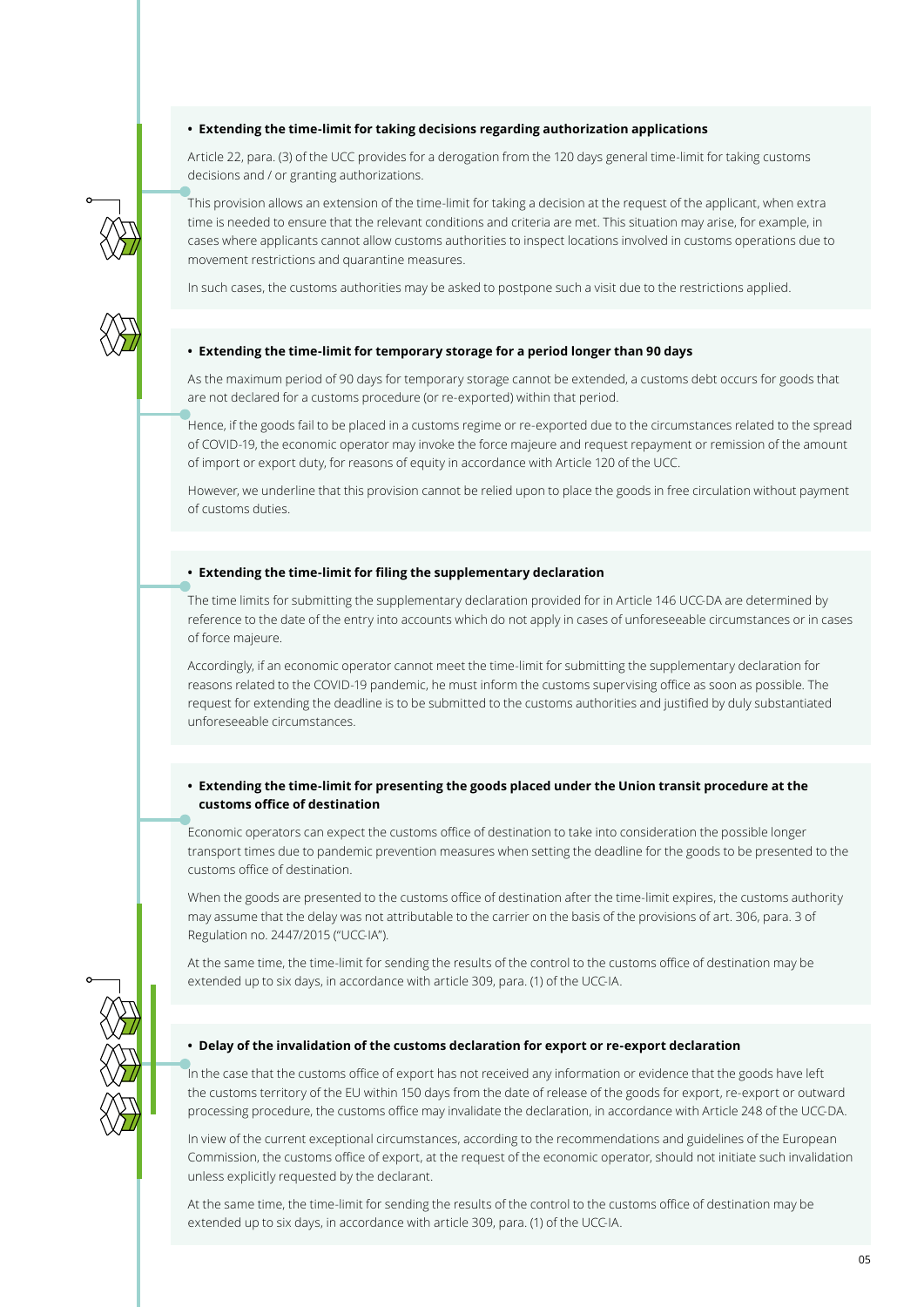- **Extending the time-limit for taking decisions regarding authorization applications**

Article 22, para. (3) of the UCC provides for a derogation from the 120 days general time-limit for taking customs decisions and / or granting authorizations.

This provision allows an extension of the time-limit for taking a decision at the request of the applicant, when extra time is needed to ensure that the relevant conditions and criteria are met. This situation may arise, for example, in cases where applicants cannot allow customs authorities to inspect locations involved in customs operations due to movement restrictions and quarantine measures.

In such cases, the customs authorities may be asked to postpone such a visit due to the restrictions applied.

- **Extending the time-limit for temporary storage for a period longer than 90 days**

As the maximum period of 90 days for temporary storage cannot be extended, a customs debt occurs for goods that are not declared for a customs procedure (or re-exported) within that period.

Hence, if the goods fail to be placed in a customs regime or re-exported due to the circumstances related to the spread of COVID-19, the economic operator may invoke the force majeure and request repayment or remission of the amount of import or export duty, for reasons of equity in accordance with Article 120 of the UCC.

However, we underline that this provision cannot be relied upon to place the goods in free circulation without payment of customs duties.

- **Extending the time-limit for filing the supplementary declaration**

The time limits for submitting the supplementary declaration provided for in Article 146 UCC-DA are determined by reference to the date of the entry into accounts which do not apply in cases of unforeseeable circumstances or in cases of force majeure.

Accordingly, if an economic operator cannot meet the time-limit for submitting the supplementary declaration for reasons related to the COVID-19 pandemic, he must inform the customs supervising office as soon as possible. The request for extending the deadline is to be submitted to the customs authorities and justified by duly substantiated unforeseeable circumstances.

- **Extending the time-limit for presenting the goods placed under the Union transit procedure at the customs office of destination**

Economic operators can expect the customs office of destination to take into consideration the possible longer transport times due to pandemic prevention measures when setting the deadline for the goods to be presented to the customs office of destination.

When the goods are presented to the customs office of destination after the time-limit expires, the customs authority may assume that the delay was not attributable to the carrier on the basis of the provisions of art. 306, para. 3 of Regulation no. 2447/2015 ("UCC-IA").

At the same time, the time-limit for sending the results of the control to the customs office of destination may be extended up to six days, in accordance with article 309, para. (1) of the UCC-IA.

- **Delay of the invalidation of the customs declaration for export or re-export declaration**

In the case that the customs office of export has not received any information or evidence that the goods have left the customs territory of the EU within 150 days from the date of release of the goods for export, re-export or outward processing procedure, the customs office may invalidate the declaration, in accordance with Article 248 of the UCC-DA.

In view of the current exceptional circumstances, according to the recommendations and guidelines of the European Commission, the customs office of export, at the request of the economic operator, should not initiate such invalidation unless explicitly requested by the declarant.

At the same time, the time-limit for sending the results of the control to the customs office of destination may be extended up to six days, in accordance with article 309, para. (1) of the UCC-IA.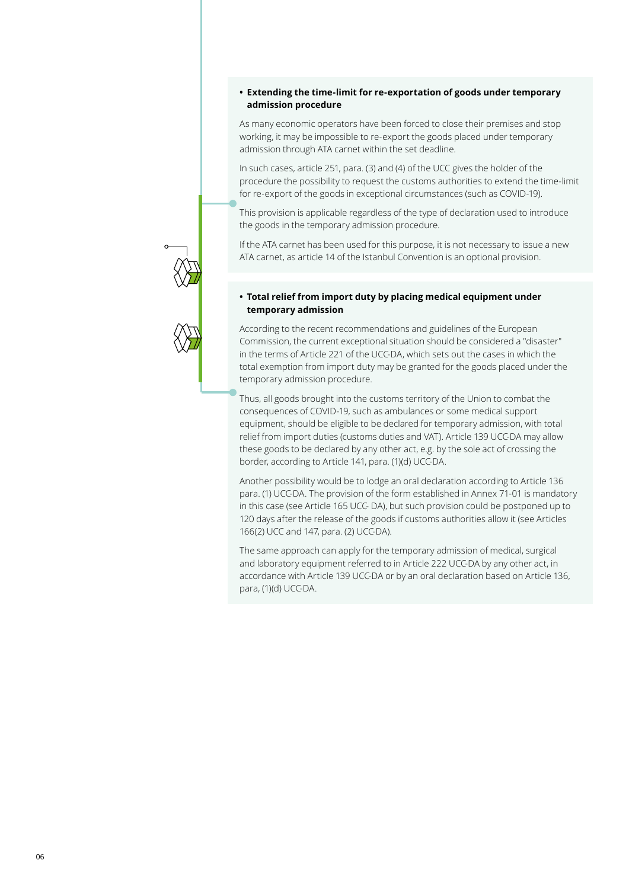- **Extending the time-limit for re-exportation of goods under temporary admission procedure**

As many economic operators have been forced to close their premises and stop working, it may be impossible to re-export the goods placed under temporary admission through ATA carnet within the set deadline.

In such cases, article 251, para. (3) and (4) of the UCC gives the holder of the procedure the possibility to request the customs authorities to extend the time-limit for re-export of the goods in exceptional circumstances (such as COVID-19).

This provision is applicable regardless of the type of declaration used to introduce the goods in the temporary admission procedure.

If the ATA carnet has been used for this purpose, it is not necessary to issue a new ATA carnet, as article 14 of the Istanbul Convention is an optional provision.

- **Total relief from import duty by placing medical equipment under temporary admission**

According to the recent recommendations and guidelines of the European Commission, the current exceptional situation should be considered a "disaster" in the terms of Article 221 of the UCC-DA, which sets out the cases in which the total exemption from import duty may be granted for the goods placed under the temporary admission procedure.

Thus, all goods brought into the customs territory of the Union to combat the consequences of COVID-19, such as ambulances or some medical support equipment, should be eligible to be declared for temporary admission, with total relief from import duties (customs duties and VAT). Article 139 UCC-DA may allow these goods to be declared by any other act, e.g. by the sole act of crossing the border, according to Article 141, para. (1)(d) UCC-DA.

Another possibility would be to lodge an oral declaration according to Article 136 para. (1) UCC-DA. The provision of the form established in Annex 71-01 is mandatory in this case (see Article 165 UCC- DA), but such provision could be postponed up to 120 days after the release of the goods if customs authorities allow it (see Articles 166(2) UCC and 147, para. (2) UCC-DA).

The same approach can apply for the temporary admission of medical, surgical and laboratory equipment referred to in Article 222 UCC-DA by any other act, in accordance with Article 139 UCC-DA or by an oral declaration based on Article 136, para, (1)(d) UCC-DA.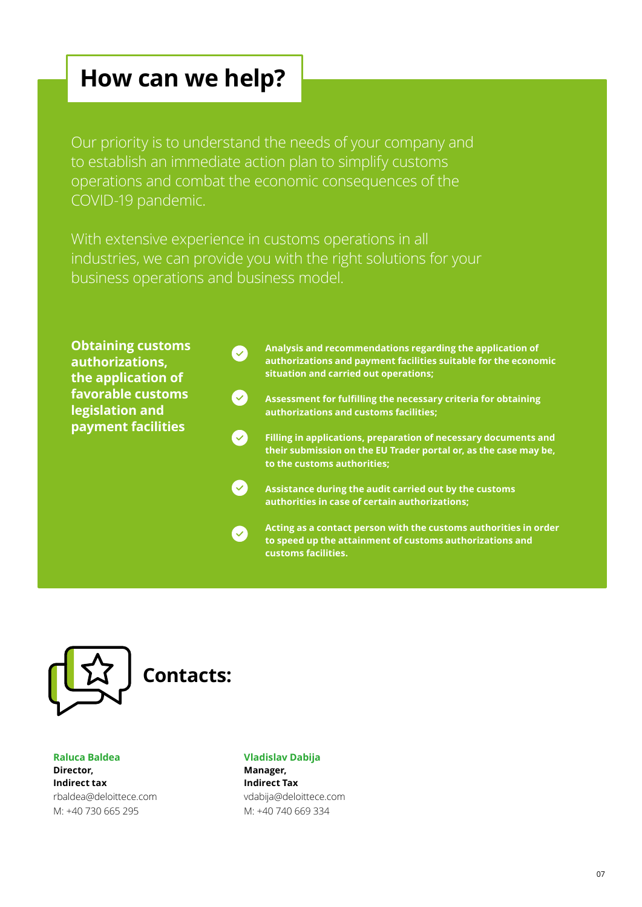# How can we help?

Our priority is to understand the needs of your company and to establish an immediate action plan to simplify customs operations and combat the economic consequences of the COVID-19 pandemic.

With extensive experience in customs operations in all industries, we can provide you with the right solutions for your business operations and business model.

**Obtaining customs authorizations, the application of favorable customs legislation and payment facilities**

- **Analysis and recommendations regarding the application of authorizations and payment facilities suitable for the economic situation and carried out operations;**
- **Assessment for fulfilling the necessary criteria for obtaining authorizations and customs facilities;**
- **Filling in applications, preparation of necessary documents and their submission on the EU Trader portal or, as the case may be, to the customs authorities;**
- **Assistance during the audit carried out by the customs authorities in case of certain authorizations;**
- **Acting as a contact person with the customs authorities in order to speed up the attainment of customs authorizations and customs facilities.**

## Contacts:

**Raluca Baldea**
**Director,**
**Indirect tax**
rbaldea@deloittece.com
M: +40 730 665 295

**Vladislav Dabija**
**Manager,**
**Indirect Tax**
vdabija@deloittece.com
M: +40 740 669 334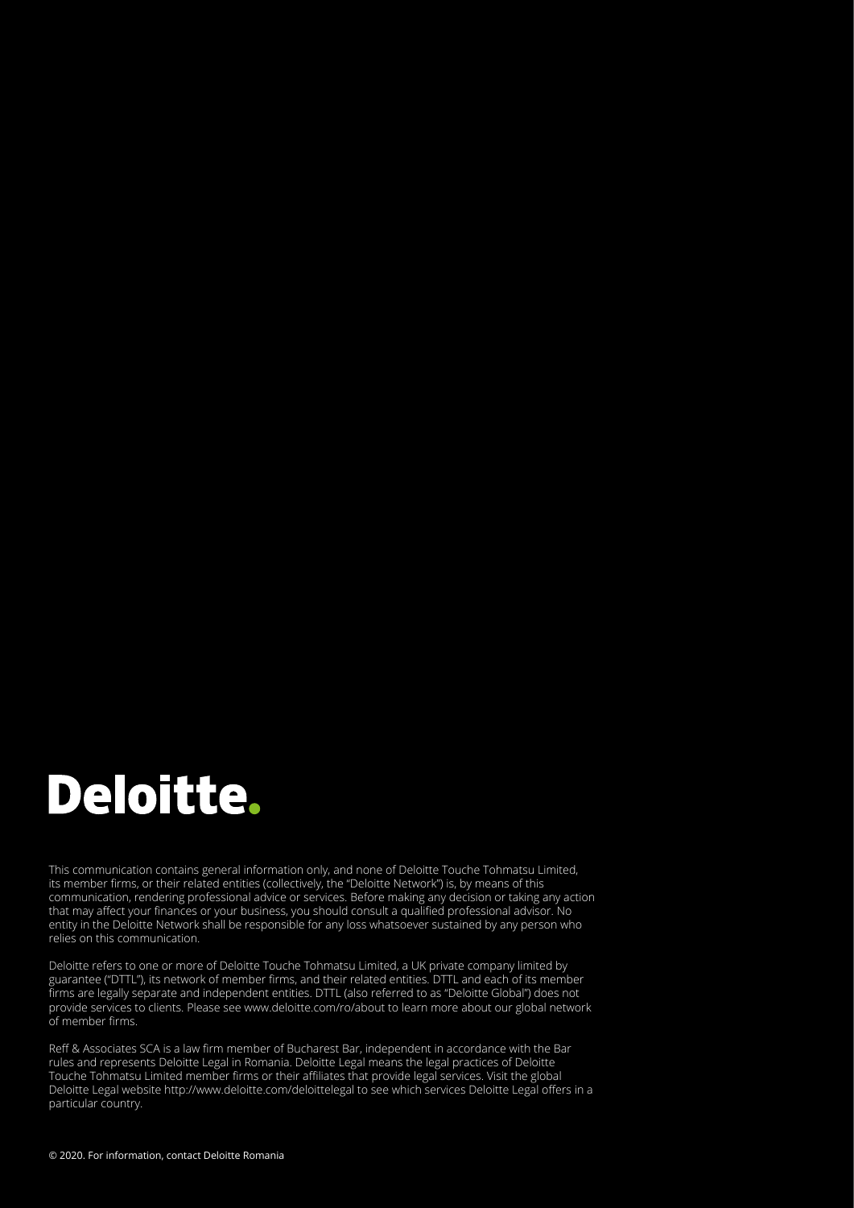# Deloitte.

This communication contains general information only, and none of Deloitte Touche Tohmatsu Limited, its member firms, or their related entities (collectively, the "Deloitte Network") is, by means of this communication, rendering professional advice or services. Before making any decision or taking any action that may affect your finances or your business, you should consult a qualified professional advisor. No entity in the Deloitte Network shall be responsible for any loss whatsoever sustained by any person who relies on this communication.

Deloitte refers to one or more of Deloitte Touche Tohmatsu Limited, a UK private company limited by guarantee ("DTTL"), its network of member firms, and their related entities. DTTL and each of its member firms are legally separate and independent entities. DTTL (also referred to as "Deloitte Global") does not provide services to clients. Please see www.deloitte.com/ro/about to learn more about our global network of member firms.

Reff & Associates SCA is a law firm member of Bucharest Bar, independent in accordance with the Bar rules and represents Deloitte Legal in Romania. Deloitte Legal means the legal practices of Deloitte Touche Tohmatsu Limited member firms or their affiliates that provide legal services. Visit the global Deloitte Legal website http://www.deloitte.com/deloittelegal to see which services Deloitte Legal offers in a particular country.

© 2020. For information, contact Deloitte Romania